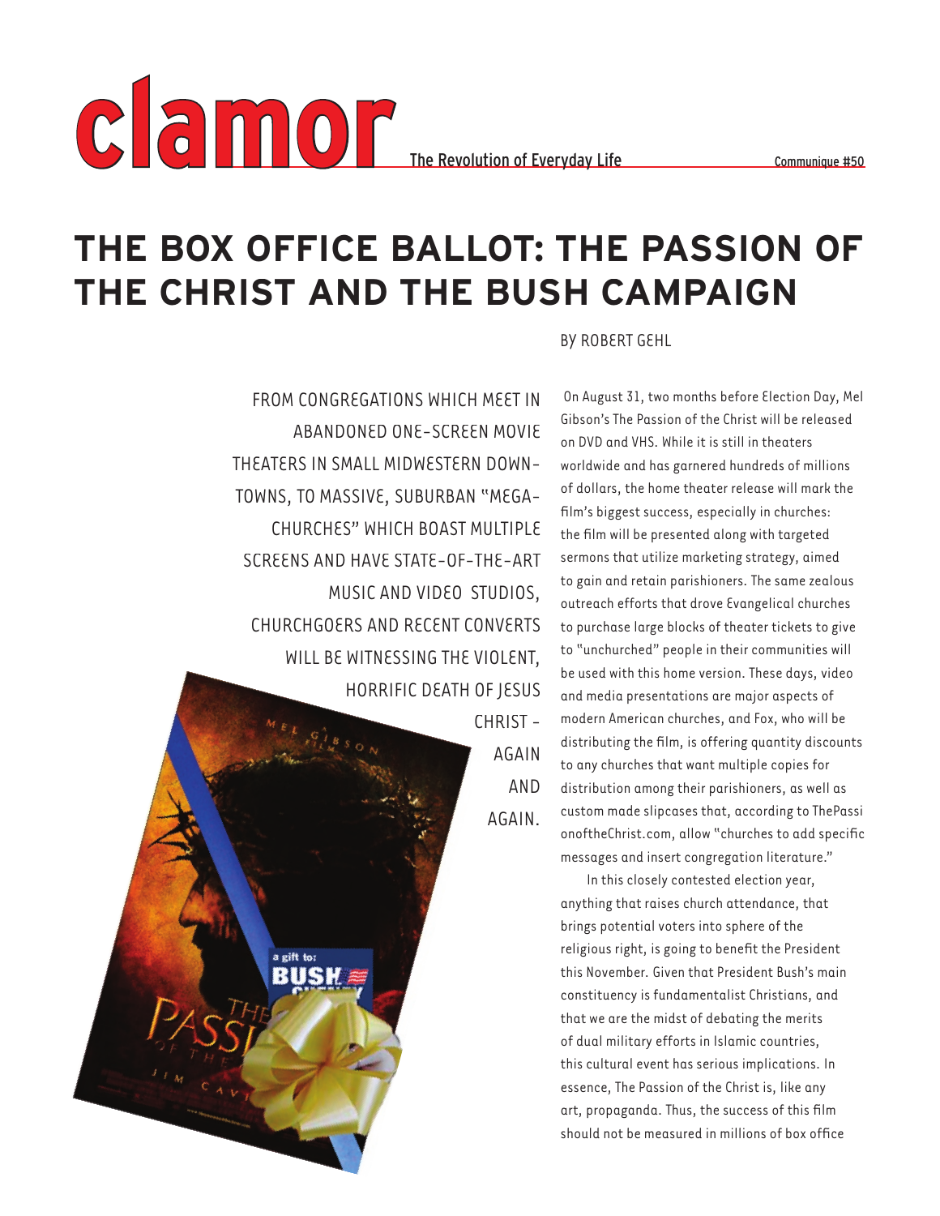# THE BOX OFFICE BALLOT: THE PASSION OF THE CHRIST AND THE BUSH CAMPAIGN

BY ROBERT GEHL

FROM CONGREGATIONS WHICH MEET IN ABANDONED ONE-SCREEN MOVIE THEATERS IN SMALL MIDWESTERN DOWNTOWNS, TO MASSIVE, SUBURBAN "MEGA-CHURCHES" WHICH BOAST MULTIPLE SCREENS AND HAVE STATE-OF-THE-ART MUSIC AND VIDEO STUDIOS, CHURCHGOERS AND RECENT CONVERTS WILL BE WITNESSING THE VIOLENT, HORRIFIC DEATH OF JESUS CHRIST – AGAIN AND AGAIN.

On August 31, two months before Election Day, Mel Gibson's The Passion of the Christ will be released on DVD and VHS. While it is still in theaters worldwide and has garnered hundreds of millions of dollars, the home theater release will mark the film's biggest success, especially in churches: the film will be presented along with targeted sermons that utilize marketing strategy, aimed to gain and retain parishioners. The same zealous outreach efforts that drove Evangelical churches to purchase large blocks of theater tickets to give to "unchurched" people in their communities will be used with this home version. These days, video and media presentations are major aspects of modern American churches, and Fox, who will be distributing the film, is offering quantity discounts to any churches that want multiple copies for distribution among their parishioners, as well as custom made slipcases that, according to ThePassionoftheChrist.com, allow "churches to add specific messages and insert congregation literature."

In this closely contested election year, anything that raises church attendance, that brings potential voters into sphere of the religious right, is going to benefit the President this November. Given that President Bush's main constituency is fundamentalist Christians, and that we are the midst of debating the merits of dual military efforts in Islamic countries, this cultural event has serious implications. In essence, The Passion of the Christ is, like any art, propaganda. Thus, the success of this film should not be measured in millions of box office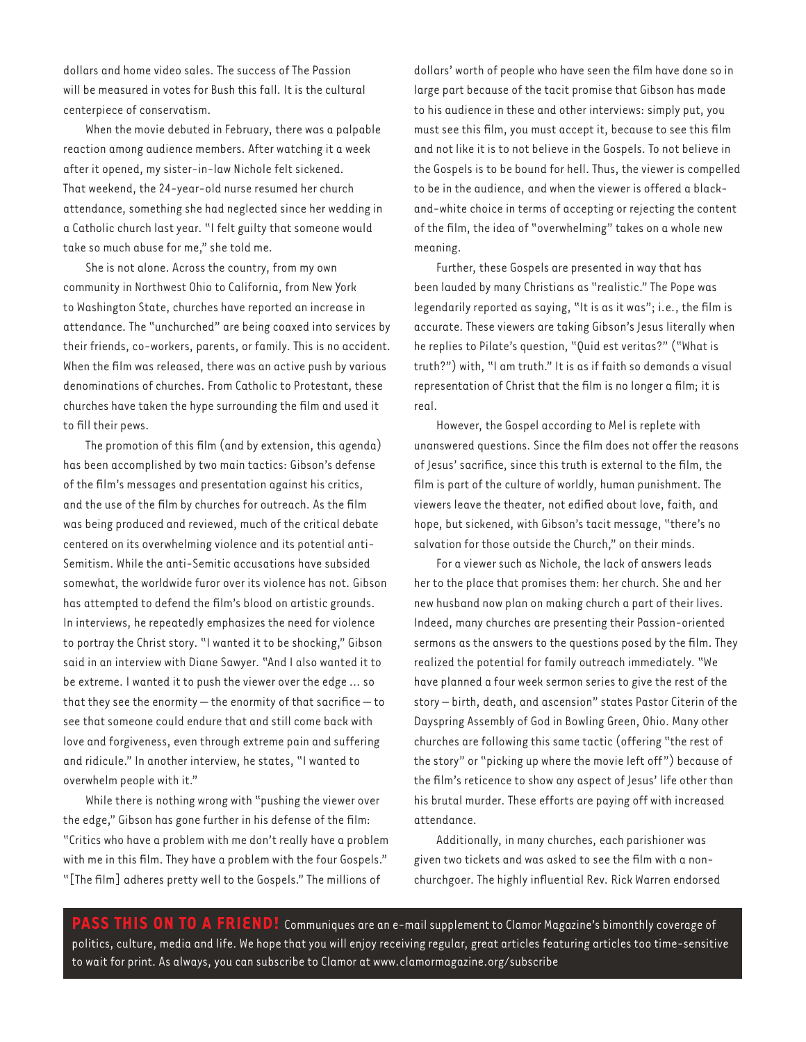dollars and home video sales. The success of The Passion will be measured in votes for Bush this fall. It is the cultural centerpiece of conservatism.

When the movie debuted in February, there was a palpable reaction among audience members. After watching it a week after it opened, my sister-in-law Nichole felt sickened. That weekend, the 24-year-old nurse resumed her church attendance, something she had neglected since her wedding in a Catholic church last year. "I felt guilty that someone would take so much abuse for me," she told me.

She is not alone. Across the country, from my own community in Northwest Ohio to California, from New York to Washington State, churches have reported an increase in attendance. The "unchurched" are being coaxed into services by their friends, co-workers, parents, or family. This is no accident. When the film was released, there was an active push by various denominations of churches. From Catholic to Protestant, these churches have taken the hype surrounding the film and used it to fill their pews.

The promotion of this film (and by extension, this agenda) has been accomplished by two main tactics: Gibson's defense of the film's messages and presentation against his critics, and the use of the film by churches for outreach. As the film was being produced and reviewed, much of the critical debate centered on its overwhelming violence and its potential anti-Semitism. While the anti-Semitic accusations have subsided somewhat, the worldwide furor over its violence has not. Gibson has attempted to defend the film's blood on artistic grounds. In interviews, he repeatedly emphasizes the need for violence to portray the Christ story. "I wanted it to be shocking," Gibson said in an interview with Diane Sawyer. "And I also wanted it to be extreme. I wanted it to push the viewer over the edge ... so that they see the enormity — the enormity of that sacrifice — to see that someone could endure that and still come back with love and forgiveness, even through extreme pain and suffering and ridicule." In another interview, he states, "I wanted to overwhelm people with it."

While there is nothing wrong with "pushing the viewer over the edge," Gibson has gone further in his defense of the film: "Critics who have a problem with me don't really have a problem with me in this film. They have a problem with the four Gospels." "[The film] adheres pretty well to the Gospels." The millions of dollars' worth of people who have seen the film have done so in large part because of the tacit promise that Gibson has made to his audience in these and other interviews: simply put, you must see this film, you must accept it, because to see this film and not like it is to not believe in the Gospels. To not believe in the Gospels is to be bound for hell. Thus, the viewer is compelled to be in the audience, and when the viewer is offered a black-and-white choice in terms of accepting or rejecting the content of the film, the idea of "overwhelming" takes on a whole new meaning.

Further, these Gospels are presented in way that has been lauded by many Christians as "realistic." The Pope was legendarily reported as saying, "It is as it was"; i.e., the film is accurate. These viewers are taking Gibson's Jesus literally when he replies to Pilate's question, "Quid est veritas?" ("What is truth?") with, "I am truth." It is as if faith so demands a visual representation of Christ that the film is no longer a film; it is real.

However, the Gospel according to Mel is replete with unanswered questions. Since the film does not offer the reasons of Jesus' sacrifice, since this truth is external to the film, the film is part of the culture of worldly, human punishment. The viewers leave the theater, not edified about love, faith, and hope, but sickened, with Gibson's tacit message, "there's no salvation for those outside the Church," on their minds.

For a viewer such as Nichole, the lack of answers leads her to the place that promises them: her church. She and her new husband now plan on making church a part of their lives. Indeed, many churches are presenting their Passion-oriented sermons as the answers to the questions posed by the film. They realized the potential for family outreach immediately. "We have planned a four week sermon series to give the rest of the story — birth, death, and ascension" states Pastor Citerin of the Dayspring Assembly of God in Bowling Green, Ohio. Many other churches are following this same tactic (offering "the rest of the story" or "picking up where the movie left off") because of the film's reticence to show any aspect of Jesus' life other than his brutal murder. These efforts are paying off with increased attendance.

Additionally, in many churches, each parishioner was given two tickets and was asked to see the film with a non-churchgoer. The highly influential Rev. Rick Warren endorsed

**PASS THIS ON TO A FRIEND!** Communiques are an e-mail supplement to Clamor Magazine's bimonthly coverage of politics, culture, media and life. We hope that you will enjoy receiving regular, great articles featuring articles too time-sensitive to wait for print. As always, you can subscribe to Clamor at www.clamormagazine.org/subscribe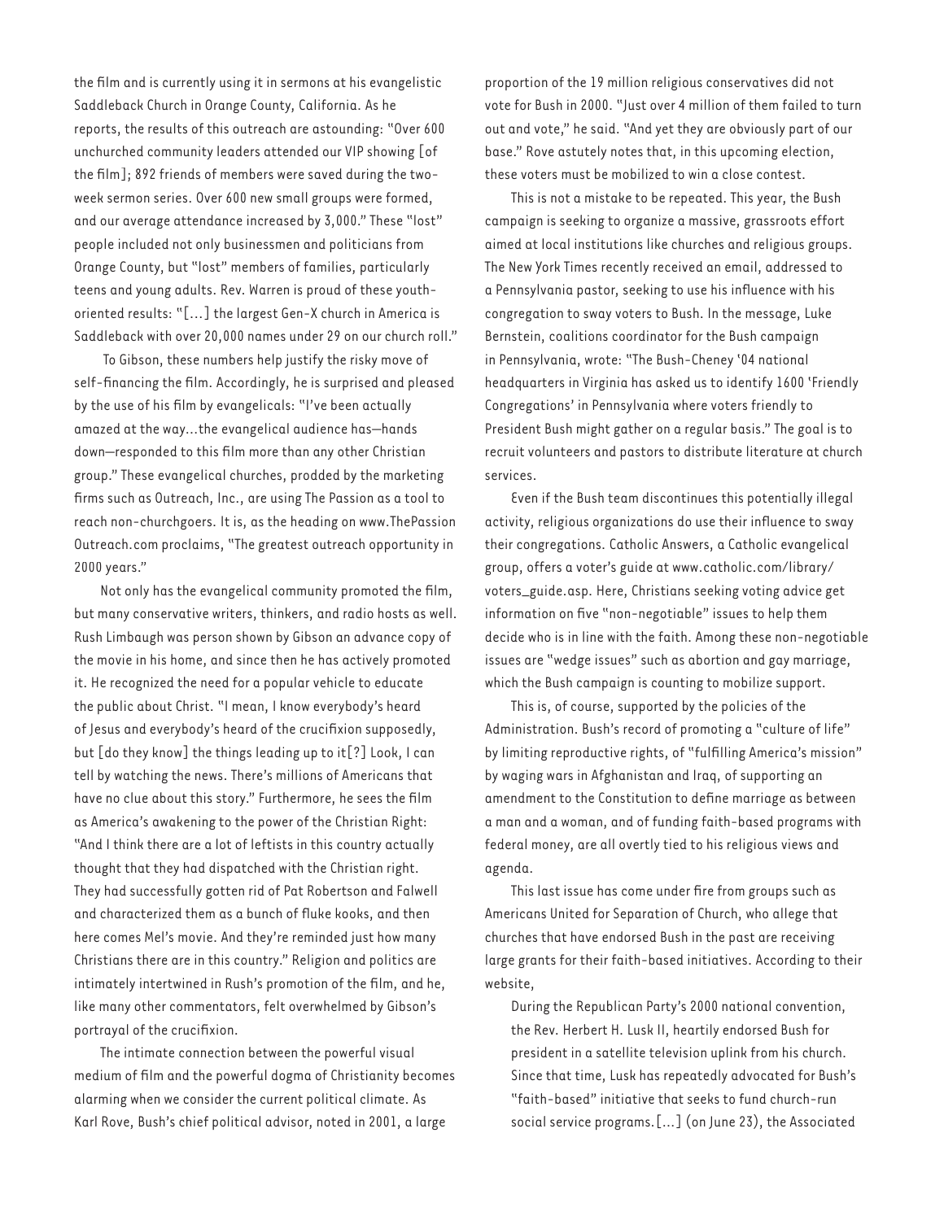the film and is currently using it in sermons at his evangelistic Saddleback Church in Orange County, California. As he reports, the results of this outreach are astounding: "Over 600 unchurched community leaders attended our VIP showing [of the film]; 892 friends of members were saved during the two-week sermon series. Over 600 new small groups were formed, and our average attendance increased by 3,000." These "lost" people included not only businessmen and politicians from Orange County, but "lost" members of families, particularly teens and young adults. Rev. Warren is proud of these youth-oriented results: "[...] the largest Gen-X church in America is Saddleback with over 20,000 names under 29 on our church roll."

To Gibson, these numbers help justify the risky move of self-financing the film. Accordingly, he is surprised and pleased by the use of his film by evangelicals: "I've been actually amazed at the way...the evangelical audience has—hands down—responded to this film more than any other Christian group." These evangelical churches, prodded by the marketing firms such as Outreach, Inc., are using The Passion as a tool to reach non-churchgoers. It is, as the heading on www.ThePassion Outreach.com proclaims, "The greatest outreach opportunity in 2000 years."

Not only has the evangelical community promoted the film, but many conservative writers, thinkers, and radio hosts as well. Rush Limbaugh was person shown by Gibson an advance copy of the movie in his home, and since then he has actively promoted it. He recognized the need for a popular vehicle to educate the public about Christ. "I mean, I know everybody's heard of Jesus and everybody's heard of the crucifixion supposedly, but [do they know] the things leading up to it[?] Look, I can tell by watching the news. There's millions of Americans that have no clue about this story." Furthermore, he sees the film as America's awakening to the power of the Christian Right: "And I think there are a lot of leftists in this country actually thought that they had dispatched with the Christian right. They had successfully gotten rid of Pat Robertson and Falwell and characterized them as a bunch of fluke kooks, and then here comes Mel's movie. And they're reminded just how many Christians there are in this country." Religion and politics are intimately intertwined in Rush's promotion of the film, and he, like many other commentators, felt overwhelmed by Gibson's portrayal of the crucifixion.

The intimate connection between the powerful visual medium of film and the powerful dogma of Christianity becomes alarming when we consider the current political climate. As Karl Rove, Bush's chief political advisor, noted in 2001, a large proportion of the 19 million religious conservatives did not vote for Bush in 2000. "Just over 4 million of them failed to turn out and vote," he said. "And yet they are obviously part of our base." Rove astutely notes that, in this upcoming election, these voters must be mobilized to win a close contest.

This is not a mistake to be repeated. This year, the Bush campaign is seeking to organize a massive, grassroots effort aimed at local institutions like churches and religious groups. The New York Times recently received an email, addressed to a Pennsylvania pastor, seeking to use his influence with his congregation to sway voters to Bush. In the message, Luke Bernstein, coalitions coordinator for the Bush campaign in Pennsylvania, wrote: "The Bush-Cheney '04 national headquarters in Virginia has asked us to identify 1600 'Friendly Congregations' in Pennsylvania where voters friendly to President Bush might gather on a regular basis." The goal is to recruit volunteers and pastors to distribute literature at church services.

Even if the Bush team discontinues this potentially illegal activity, religious organizations do use their influence to sway their congregations. Catholic Answers, a Catholic evangelical group, offers a voter's guide at www.catholic.com/library/voters_guide.asp. Here, Christians seeking voting advice get information on five "non-negotiable" issues to help them decide who is in line with the faith. Among these non-negotiable issues are "wedge issues" such as abortion and gay marriage, which the Bush campaign is counting to mobilize support.

This is, of course, supported by the policies of the Administration. Bush's record of promoting a "culture of life" by limiting reproductive rights, of "fulfilling America's mission" by waging wars in Afghanistan and Iraq, of supporting an amendment to the Constitution to define marriage as between a man and a woman, and of funding faith-based programs with federal money, are all overtly tied to his religious views and agenda.

This last issue has come under fire from groups such as Americans United for Separation of Church, who allege that churches that have endorsed Bush in the past are receiving large grants for their faith-based initiatives. According to their website,

> During the Republican Party's 2000 national convention, the Rev. Herbert H. Lusk II, heartily endorsed Bush for president in a satellite television uplink from his church. Since that time, Lusk has repeatedly advocated for Bush's "faith-based" initiative that seeks to fund church-run social service programs.[...] (on June 23), the Associated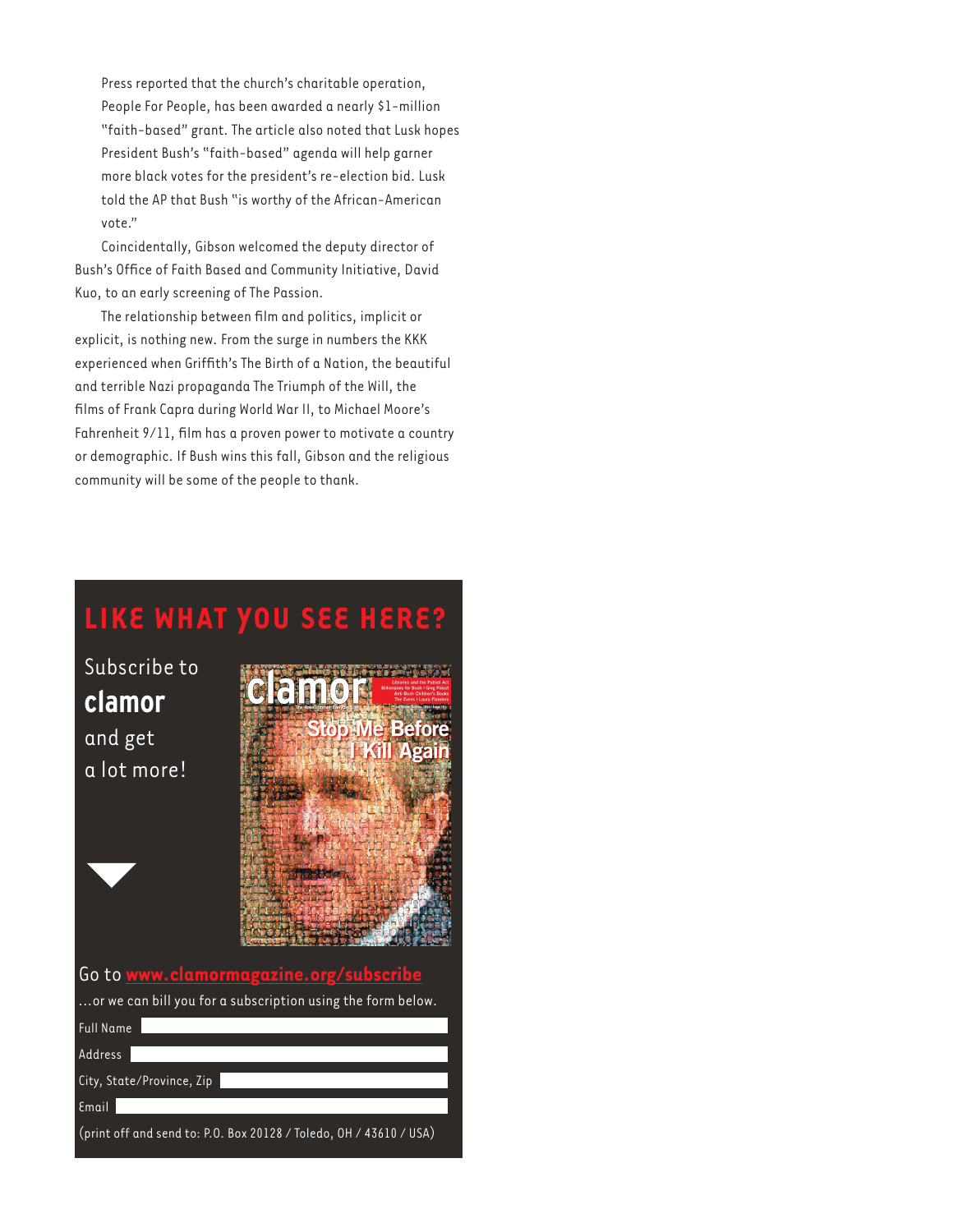Press reported that the church's charitable operation, People For People, has been awarded a nearly $1-million "faith-based" grant. The article also noted that Lusk hopes President Bush's "faith-based" agenda will help garner more black votes for the president's re-election bid. Lusk told the AP that Bush "is worthy of the African-American vote."

Coincidentally, Gibson welcomed the deputy director of Bush's Office of Faith Based and Community Initiative, David Kuo, to an early screening of The Passion.

The relationship between film and politics, implicit or explicit, is nothing new. From the surge in numbers the KKK experienced when Griffith's The Birth of a Nation, the beautiful and terrible Nazi propaganda The Triumph of the Will, the films of Frank Capra during World War II, to Michael Moore's Fahrenheit 9/11, film has a proven power to motivate a country or demographic. If Bush wins this fall, Gibson and the religious community will be some of the people to thank.

## LIKE WHAT YOU SEE HERE?

Subscribe to **clamor** and get a lot more!

Go to **www.clamormagazine.org/subscribe**

...or we can bill you for a subscription using the form below.

Full Name

Address

City, State/Province, Zip

Email

(print off and send to: P.O. Box 20128 / Toledo, OH / 43610 / USA)